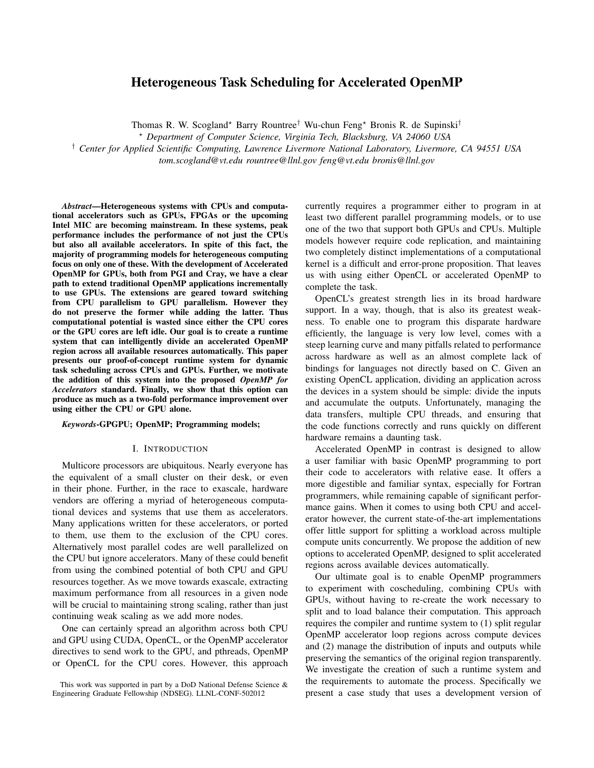# Heterogeneous Task Scheduling for Accelerated OpenMP

Thomas R. W. Scogland[⋆] Barry Rountree[†] Wu-chun Feng[⋆] Bronis R. de Supinski[†]

[⋆] *Department of Computer Science, Virginia Tech, Blacksburg, VA 24060 USA*

[†] *Center for Applied Scientific Computing, Lawrence Livermore National Laboratory, Livermore, CA 94551 USA*

*tom.scogland@vt.edu rountree@llnl.gov feng@vt.edu bronis@llnl.gov*

***Abstract*—Heterogeneous systems with CPUs and computational accelerators such as GPUs, FPGAs or the upcoming Intel MIC are becoming mainstream. In these systems, peak performance includes the performance of not just the CPUs but also all available accelerators. In spite of this fact, the majority of programming models for heterogeneous computing focus on only one of these. With the development of Accelerated OpenMP for GPUs, both from PGI and Cray, we have a clear path to extend traditional OpenMP applications incrementally to use GPUs. The extensions are geared toward switching from CPU parallelism to GPU parallelism. However they do not preserve the former while adding the latter. Thus computational potential is wasted since either the CPU cores or the GPU cores are left idle. Our goal is to create a runtime system that can intelligently divide an accelerated OpenMP region across all available resources automatically. This paper presents our proof-of-concept runtime system for dynamic task scheduling across CPUs and GPUs. Further, we motivate the addition of this system into the proposed *OpenMP for Accelerators* standard. Finally, we show that this option can produce as much as a two-fold performance improvement over using either the CPU or GPU alone.**

***Keywords*-GPGPU; OpenMP; Programming models;**

## I. Introduction

Multicore processors are ubiquitous. Nearly everyone has the equivalent of a small cluster on their desk, or even in their phone. Further, in the race to exascale, hardware vendors are offering a myriad of heterogeneous computational devices and systems that use them as accelerators. Many applications written for these accelerators, or ported to them, use them to the exclusion of the CPU cores. Alternatively most parallel codes are well parallelized on the CPU but ignore accelerators. Many of these could benefit from using the combined potential of both CPU and GPU resources together. As we move towards exascale, extracting maximum performance from all resources in a given node will be crucial to maintaining strong scaling, rather than just continuing weak scaling as we add more nodes.

One can certainly spread an algorithm across both CPU and GPU using CUDA, OpenCL, or the OpenMP accelerator directives to send work to the GPU, and pthreads, OpenMP or OpenCL for the CPU cores. However, this approach currently requires a programmer either to program in at least two different parallel programming models, or to use one of the two that support both GPUs and CPUs. Multiple models however require code replication, and maintaining two completely distinct implementations of a computational kernel is a difficult and error-prone proposition. That leaves us with using either OpenCL or accelerated OpenMP to complete the task.

OpenCL's greatest strength lies in its broad hardware support. In a way, though, that is also its greatest weakness. To enable one to program this disparate hardware efficiently, the language is very low level, comes with a steep learning curve and many pitfalls related to performance across hardware as well as an almost complete lack of bindings for languages not directly based on C. Given an existing OpenCL application, dividing an application across the devices in a system should be simple: divide the inputs and accumulate the outputs. Unfortunately, managing the data transfers, multiple CPU threads, and ensuring that the code functions correctly and runs quickly on different hardware remains a daunting task.

Accelerated OpenMP in contrast is designed to allow a user familiar with basic OpenMP programming to port their code to accelerators with relative ease. It offers a more digestible and familiar syntax, especially for Fortran programmers, while remaining capable of significant performance gains. When it comes to using both CPU and accelerator however, the current state-of-the-art implementations offer little support for splitting a workload across multiple compute units concurrently. We propose the addition of new options to accelerated OpenMP, designed to split accelerated regions across available devices automatically.

Our ultimate goal is to enable OpenMP programmers to experiment with coscheduling, combining CPUs with GPUs, without having to re-create the work necessary to split and to load balance their computation. This approach requires the compiler and runtime system to (1) split regular OpenMP accelerator loop regions across compute devices and (2) manage the distribution of inputs and outputs while preserving the semantics of the original region transparently. We investigate the creation of such a runtime system and the requirements to automate the process. Specifically we present a case study that uses a development version of

This work was supported in part by a DoD National Defense Science & Engineering Graduate Fellowship (NDSEG). LLNL-CONF-502012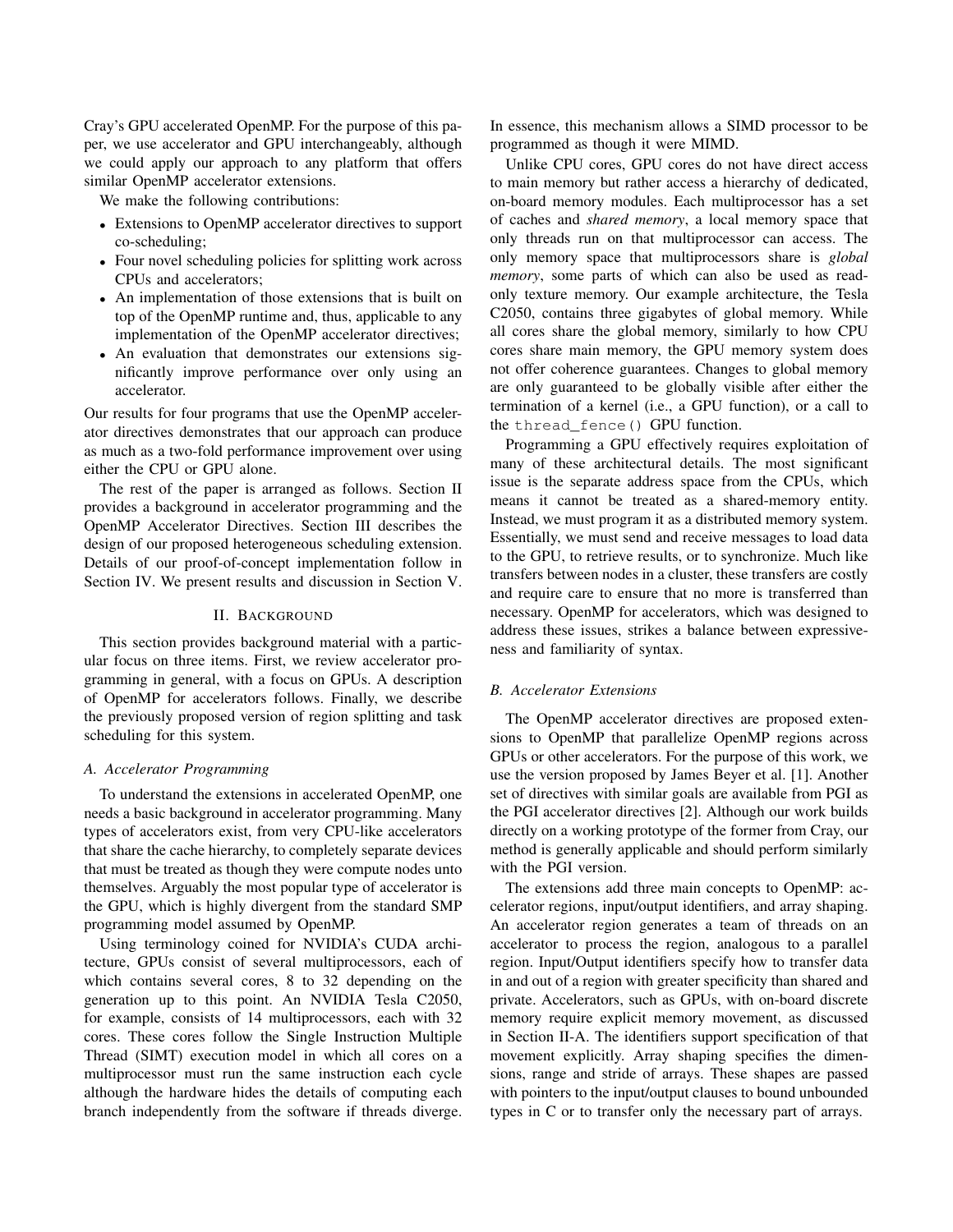Cray's GPU accelerated OpenMP. For the purpose of this paper, we use accelerator and GPU interchangeably, although we could apply our approach to any platform that offers similar OpenMP accelerator extensions.

We make the following contributions:

- Extensions to OpenMP accelerator directives to support co-scheduling;
- Four novel scheduling policies for splitting work across CPUs and accelerators;
- An implementation of those extensions that is built on top of the OpenMP runtime and, thus, applicable to any implementation of the OpenMP accelerator directives;
- An evaluation that demonstrates our extensions significantly improve performance over only using an accelerator.

Our results for four programs that use the OpenMP accelerator directives demonstrates that our approach can produce as much as a two-fold performance improvement over using either the CPU or GPU alone.

The rest of the paper is arranged as follows. Section II provides a background in accelerator programming and the OpenMP Accelerator Directives. Section III describes the design of our proposed heterogeneous scheduling extension. Details of our proof-of-concept implementation follow in Section IV. We present results and discussion in Section V.

## II. Background

This section provides background material with a particular focus on three items. First, we review accelerator programming in general, with a focus on GPUs. A description of OpenMP for accelerators follows. Finally, we describe the previously proposed version of region splitting and task scheduling for this system.

### A. Accelerator Programming

To understand the extensions in accelerated OpenMP, one needs a basic background in accelerator programming. Many types of accelerators exist, from very CPU-like accelerators that share the cache hierarchy, to completely separate devices that must be treated as though they were compute nodes unto themselves. Arguably the most popular type of accelerator is the GPU, which is highly divergent from the standard SMP programming model assumed by OpenMP.

Using terminology coined for NVIDIA's CUDA architecture, GPUs consist of several multiprocessors, each of which contains several cores, 8 to 32 depending on the generation up to this point. An NVIDIA Tesla C2050, for example, consists of 14 multiprocessors, each with 32 cores. These cores follow the Single Instruction Multiple Thread (SIMT) execution model in which all cores on a multiprocessor must run the same instruction each cycle although the hardware hides the details of computing each branch independently from the software if threads diverge. In essence, this mechanism allows a SIMD processor to be programmed as though it were MIMD.

Unlike CPU cores, GPU cores do not have direct access to main memory but rather access a hierarchy of dedicated, on-board memory modules. Each multiprocessor has a set of caches and *shared memory*, a local memory space that only threads run on that multiprocessor can access. The only memory space that multiprocessors share is *global memory*, some parts of which can also be used as read-only texture memory. Our example architecture, the Tesla C2050, contains three gigabytes of global memory. While all cores share the global memory, similarly to how CPU cores share main memory, the GPU memory system does not offer coherence guarantees. Changes to global memory are only guaranteed to be globally visible after either the termination of a kernel (i.e., a GPU function), or a call to the `thread_fence()` GPU function.

Programming a GPU effectively requires exploitation of many of these architectural details. The most significant issue is the separate address space from the CPUs, which means it cannot be treated as a shared-memory entity. Instead, we must program it as a distributed memory system. Essentially, we must send and receive messages to load data to the GPU, to retrieve results, or to synchronize. Much like transfers between nodes in a cluster, these transfers are costly and require care to ensure that no more is transferred than necessary. OpenMP for accelerators, which was designed to address these issues, strikes a balance between expressiveness and familiarity of syntax.

### B. Accelerator Extensions

The OpenMP accelerator directives are proposed extensions to OpenMP that parallelize OpenMP regions across GPUs or other accelerators. For the purpose of this work, we use the version proposed by James Beyer et al. [1]. Another set of directives with similar goals are available from PGI as the PGI accelerator directives [2]. Although our work builds directly on a working prototype of the former from Cray, our method is generally applicable and should perform similarly with the PGI version.

The extensions add three main concepts to OpenMP: accelerator regions, input/output identifiers, and array shaping. An accelerator region generates a team of threads on an accelerator to process the region, analogous to a parallel region. Input/Output identifiers specify how to transfer data in and out of a region with greater specificity than shared and private. Accelerators, such as GPUs, with on-board discrete memory require explicit memory movement, as discussed in Section II-A. The identifiers support specification of that movement explicitly. Array shaping specifies the dimensions, range and stride of arrays. These shapes are passed with pointers to the input/output clauses to bound unbounded types in C or to transfer only the necessary part of arrays.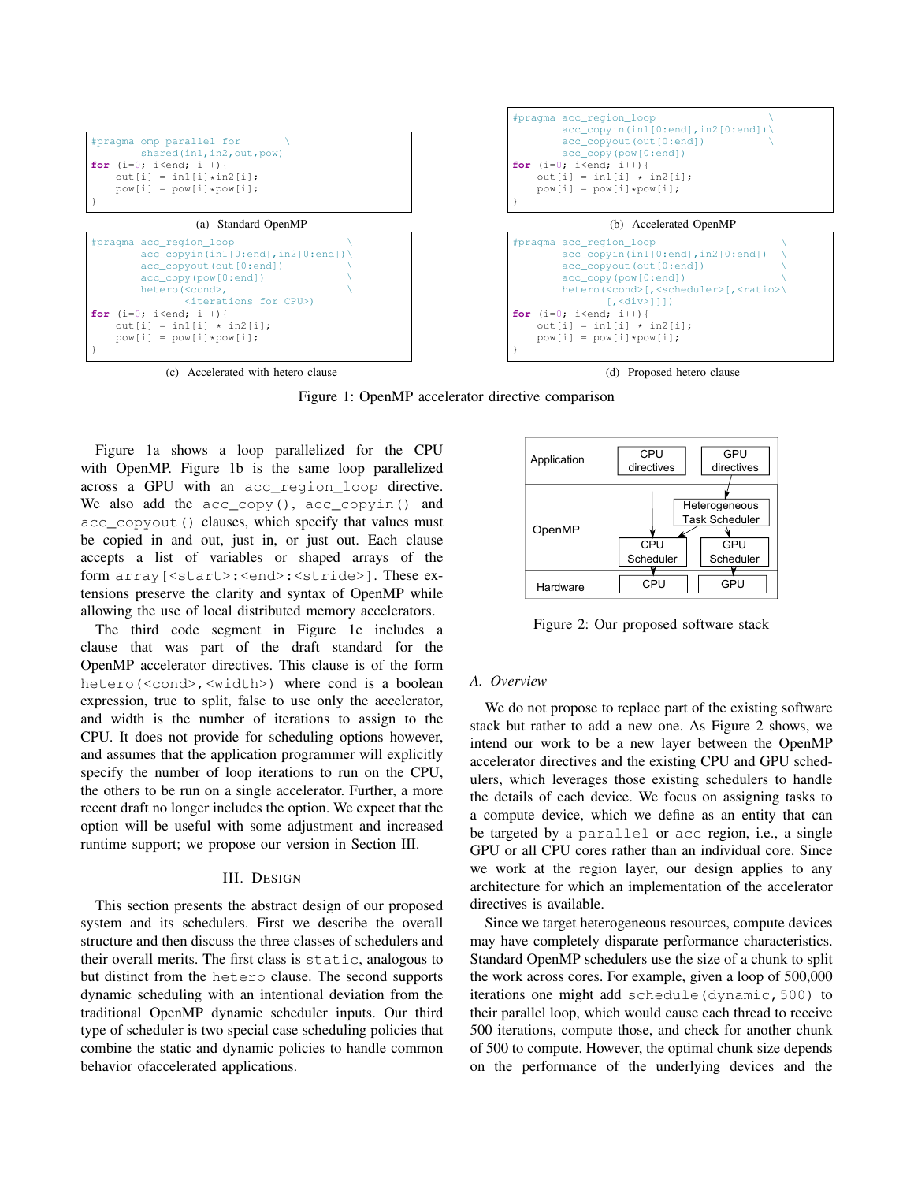```
#pragma omp parallel for       \
        shared(in1,in2,out,pow)
for (i=0; i<end; i++){
    out[i] = in1[i]*in2[i];
    pow[i] = pow[i]*pow[i];
}
```

(a) Standard OpenMP

```
#pragma acc_region_loop                      \
        acc_copyin(in1[0:end],in2[0:end])\
        acc_copyout(out[0:end])              \
        acc_copy(pow[0:end])
for (i=0; i<end; i++){
    out[i] = in1[i] * in2[i];
    pow[i] = pow[i]*pow[i];
}
```

(b) Accelerated OpenMP

```
#pragma acc_region_loop                      \
        acc_copyin(in1[0:end],in2[0:end])\
        acc_copyout(out[0:end])              \
        acc_copy(pow[0:end])                 \
        hetero(<cond>,                       \
               <iterations for CPU>)
for (i=0; i<end; i++){
    out[i] = in1[i] * in2[i];
    pow[i] = pow[i]*pow[i];
}
```

(c) Accelerated with hetero clause

```
#pragma acc_region_loop                         \
        acc_copyin(in1[0:end],in2[0:end])   \
        acc_copyout(out[0:end])                 \
        acc_copy(pow[0:end])                    \
        hetero(<cond>[,<scheduler>[,<ratio>\
               [,<div>]]])
for (i=0; i<end; i++){
    out[i] = in1[i] * in2[i];
    pow[i] = pow[i]*pow[i];
}
```

(d) Proposed hetero clause

Figure 1: OpenMP accelerator directive comparison

Figure 1a shows a loop parallelized for the CPU with OpenMP. Figure 1b is the same loop parallelized across a GPU with an `acc_region_loop` directive. We also add the `acc_copy()`, `acc_copyin()` and `acc_copyout()` clauses, which specify that values must be copied in and out, just in, or just out. Each clause accepts a list of variables or shaped arrays of the form `array[<start>:<end>:<stride>]`. These extensions preserve the clarity and syntax of OpenMP while allowing the use of local distributed memory accelerators.

The third code segment in Figure 1c includes a clause that was part of the draft standard for the OpenMP accelerator directives. This clause is of the form `hetero(<cond>,<width>)` where cond is a boolean expression, true to split, false to use only the accelerator, and width is the number of iterations to assign to the CPU. It does not provide for scheduling options however, and assumes that the application programmer will explicitly specify the number of loop iterations to run on the CPU, the others to be run on a single accelerator. Further, a more recent draft no longer includes the option. We expect that the option will be useful with some adjustment and increased runtime support; we propose our version in Section III.

## III. Design

This section presents the abstract design of our proposed system and its schedulers. First we describe the overall structure and then discuss the three classes of schedulers and their overall merits. The first class is `static`, analogous to but distinct from the `hetero` clause. The second supports dynamic scheduling with an intentional deviation from the traditional OpenMP dynamic scheduler inputs. Our third type of scheduler is two special case scheduling policies that combine the static and dynamic policies to handle common behavior ofaccelerated applications.

| Layer | | |
|---|---|---|
| Application | CPU directives | GPU directives |
| OpenMP | Heterogeneous Task Scheduler | |
| | CPU Scheduler | GPU Scheduler |
| Hardware | CPU | GPU |

Figure 2: Our proposed software stack

### A. Overview

We do not propose to replace part of the existing software stack but rather to add a new one. As Figure 2 shows, we intend our work to be a new layer between the OpenMP accelerator directives and the existing CPU and GPU schedulers, which leverages those existing schedulers to handle the details of each device. We focus on assigning tasks to a compute device, which we define as an entity that can be targeted by a `parallel` or `acc` region, i.e., a single GPU or all CPU cores rather than an individual core. Since we work at the region layer, our design applies to any architecture for which an implementation of the accelerator directives is available.

Since we target heterogeneous resources, compute devices may have completely disparate performance characteristics. Standard OpenMP schedulers use the size of a chunk to split the work across cores. For example, given a loop of 500,000 iterations one might add `schedule(dynamic,500)` to their parallel loop, which would cause each thread to receive 500 iterations, compute those, and check for another chunk of 500 to compute. However, the optimal chunk size depends on the performance of the underlying devices and the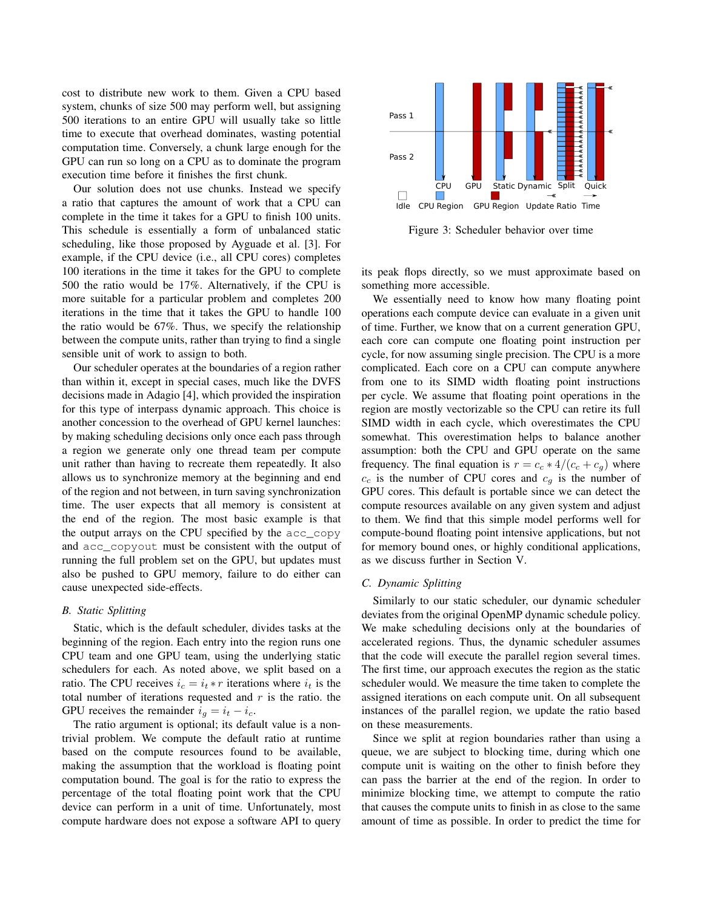cost to distribute new work to them. Given a CPU based system, chunks of size 500 may perform well, but assigning 500 iterations to an entire GPU will usually take so little time to execute that overhead dominates, wasting potential computation time. Conversely, a chunk large enough for the GPU can run so long on a CPU as to dominate the program execution time before it finishes the first chunk.

Our solution does not use chunks. Instead we specify a ratio that captures the amount of work that a CPU can complete in the time it takes for a GPU to finish 100 units. This schedule is essentially a form of unbalanced static scheduling, like those proposed by Ayguade et al. [3]. For example, if the CPU device (i.e., all CPU cores) completes 100 iterations in the time it takes for the GPU to complete 500 the ratio would be 17%. Alternatively, if the CPU is more suitable for a particular problem and completes 200 iterations in the time that it takes the GPU to handle 100 the ratio would be 67%. Thus, we specify the relationship between the compute units, rather than trying to find a single sensible unit of work to assign to both.

Our scheduler operates at the boundaries of a region rather than within it, except in special cases, much like the DVFS decisions made in Adagio [4], which provided the inspiration for this type of interpass dynamic approach. This choice is another concession to the overhead of GPU kernel launches: by making scheduling decisions only once each pass through a region we generate only one thread team per compute unit rather than having to recreate them repeatedly. It also allows us to synchronize memory at the beginning and end of the region and not between, in turn saving synchronization time. The user expects that all memory is consistent at the end of the region. The most basic example is that the output arrays on the CPU specified by the `acc_copy` and `acc_copyout` must be consistent with the output of running the full problem set on the GPU, but updates must also be pushed to GPU memory, failure to do either can cause unexpected side-effects.

### B. Static Splitting

Static, which is the default scheduler, divides tasks at the beginning of the region. Each entry into the region runs one CPU team and one GPU team, using the underlying static schedulers for each. As noted above, we split based on a ratio. The CPU receives $i_c = i_t * r$ iterations where $i_t$ is the total number of iterations requested and $r$ is the ratio. the GPU receives the remainder $i_g = i_t - i_c$.

The ratio argument is optional; its default value is a non-trivial problem. We compute the default ratio at runtime based on the compute resources found to be available, making the assumption that the workload is floating point computation bound. The goal is for the ratio to express the percentage of the total floating point work that the CPU device can perform in a unit of time. Unfortunately, most compute hardware does not expose a software API to query its peak flops directly, so we must approximate based on something more accessible.

Figure 3: Scheduler behavior over time

We essentially need to know how many floating point operations each compute device can evaluate in a given unit of time. Further, we know that on a current generation GPU, each core can compute one floating point instruction per cycle, for now assuming single precision. The CPU is a more complicated. Each core on a CPU can compute anywhere from one to its SIMD width floating point instructions per cycle. We assume that floating point operations in the region are mostly vectorizable so the CPU can retire its full SIMD width in each cycle, which overestimates the CPU somewhat. This overestimation helps to balance another assumption: both the CPU and GPU operate on the same frequency. The final equation is $r = c_c * 4/(c_c + c_g)$ where $c_c$ is the number of CPU cores and $c_g$ is the number of GPU cores. This default is portable since we can detect the compute resources available on any given system and adjust to them. We find that this simple model performs well for compute-bound floating point intensive applications, but not for memory bound ones, or highly conditional applications, as we discuss further in Section V.

### C. Dynamic Splitting

Similarly to our static scheduler, our dynamic scheduler deviates from the original OpenMP dynamic schedule policy. We make scheduling decisions only at the boundaries of accelerated regions. Thus, the dynamic scheduler assumes that the code will execute the parallel region several times. The first time, our approach executes the region as the static scheduler would. We measure the time taken to complete the assigned iterations on each compute unit. On all subsequent instances of the parallel region, we update the ratio based on these measurements.

Since we split at region boundaries rather than using a queue, we are subject to blocking time, during which one compute unit is waiting on the other to finish before they can pass the barrier at the end of the region. In order to minimize blocking time, we attempt to compute the ratio that causes the compute units to finish in as close to the same amount of time as possible. In order to predict the time for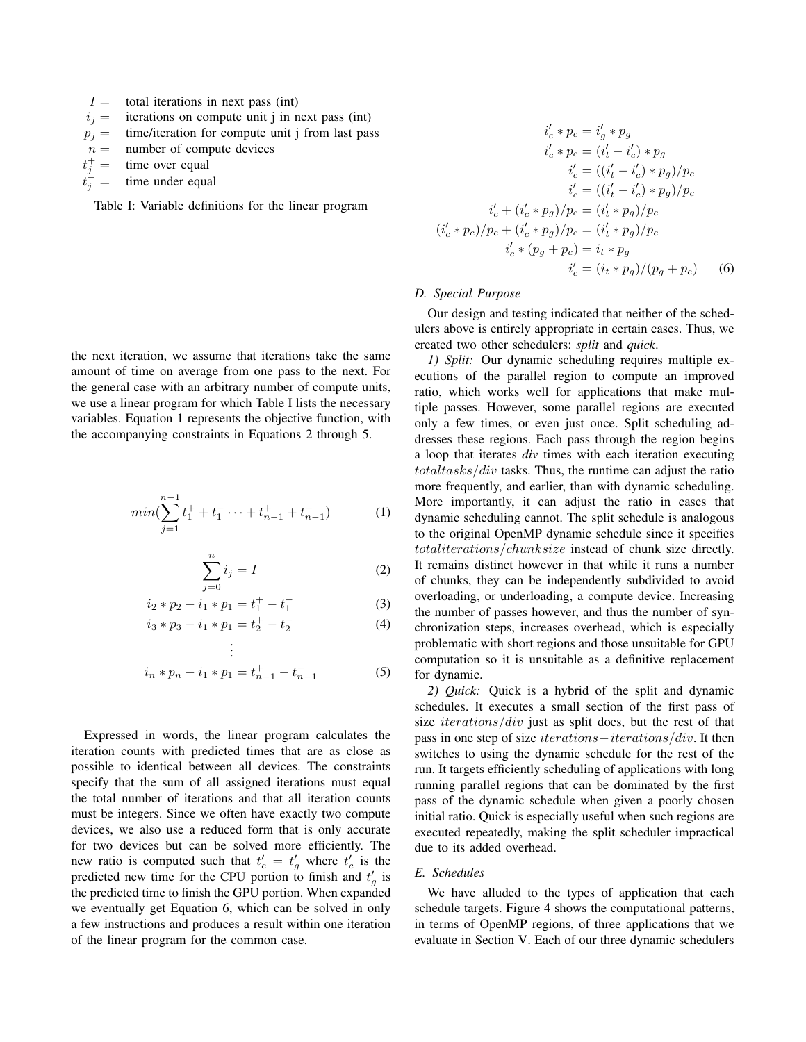| | |
|---|---|
| $I =$ | total iterations in next pass (int) |
| $i_j =$ | iterations on compute unit j in next pass (int) |
| $p_j =$ | time/iteration for compute unit j from last pass |
| $n =$ | number of compute devices |
| $t_j^+ =$ | time over equal |
| $t_j^- =$ | time under equal |

Table I: Variable definitions for the linear program

the next iteration, we assume that iterations take the same amount of time on average from one pass to the next. For the general case with an arbitrary number of compute units, we use a linear program for which Table I lists the necessary variables. Equation 1 represents the objective function, with the accompanying constraints in Equations 2 through 5.

$$min(\sum_{j=1}^{n-1} t_1^+ + t_1^- \cdots + t_{n-1}^+ + t_{n-1}^-) \tag{1}$$

$$\sum_{j=0}^{n} i_j = I \tag{2}$$

$$i_2 * p_2 - i_1 * p_1 = t_1^+ - t_1^- \tag{3}$$

$$i_3 * p_3 - i_1 * p_1 = t_2^+ - t_2^- \tag{4}$$

$$\vdots$$

$$i_n * p_n - i_1 * p_1 = t_{n-1}^+ - t_{n-1}^- \tag{5}$$

Expressed in words, the linear program calculates the iteration counts with predicted times that are as close as possible to identical between all devices. The constraints specify that the sum of all assigned iterations must equal the total number of iterations and that all iteration counts must be integers. Since we often have exactly two compute devices, we also use a reduced form that is only accurate for two devices but can be solved more efficiently. The new ratio is computed such that $t_c' = t_g'$ where $t_c'$ is the predicted new time for the CPU portion to finish and $t_g'$ is the predicted time to finish the GPU portion. When expanded we eventually get Equation 6, which can be solved in only a few instructions and produces a result within one iteration of the linear program for the common case.

$$
\begin{aligned}
i_c' * p_c &= i_g' * p_g \\
i_c' * p_c &= (i_t' - i_c') * p_g \\
i_c' &= ((i_t' - i_c') * p_g)/p_c \\
i_c' &= ((i_t' - i_c') * p_g)/p_c \\
i_c' + (i_c' * p_g)/p_c &= (i_t' * p_g)/p_c \\
(i_c' * p_c)/p_c + (i_c' * p_g)/p_c &= (i_t' * p_g)/p_c \\
i_c' * (p_g + p_c) &= i_t * p_g \\
i_c' &= (i_t * p_g)/(p_g + p_c)
\end{aligned} \tag{6}
$$

### D. Special Purpose

Our design and testing indicated that neither of the schedulers above is entirely appropriate in certain cases. Thus, we created two other schedulers: ***split*** and ***quick***.

*1) Split:* Our dynamic scheduling requires multiple executions of the parallel region to compute an improved ratio, which works well for applications that make multiple passes. However, some parallel regions are executed only a few times, or even just once. Split scheduling addresses these regions. Each pass through the region begins a loop that iterates *div* times with each iteration executing $totaltasks/div$ tasks. Thus, the runtime can adjust the ratio more frequently, and earlier, than with dynamic scheduling. More importantly, it can adjust the ratio in cases that dynamic scheduling cannot. The split schedule is analogous to the original OpenMP dynamic schedule since it specifies $totaliterations/chunksize$ instead of chunk size directly. It remains distinct however in that while it runs a number of chunks, they can be independently subdivided to avoid overloading, or underloading, a compute device. Increasing the number of passes however, and thus the number of synchronization steps, increases overhead, which is especially problematic with short regions and those unsuitable for GPU computation so it is unsuitable as a definitive replacement for dynamic.

*2) Quick:* Quick is a hybrid of the split and dynamic schedules. It executes a small section of the first pass of size $iterations/div$ just as split does, but the rest of that pass in one step of size $iterations - iterations/div$. It then switches to using the dynamic schedule for the rest of the run. It targets efficiently scheduling of applications with long running parallel regions that can be dominated by the first pass of the dynamic schedule when given a poorly chosen initial ratio. Quick is especially useful when such regions are executed repeatedly, making the split scheduler impractical due to its added overhead.

### E. Schedules

We have alluded to the types of application that each schedule targets. Figure 4 shows the computational patterns, in terms of OpenMP regions, of three applications that we evaluate in Section V. Each of our three dynamic schedulers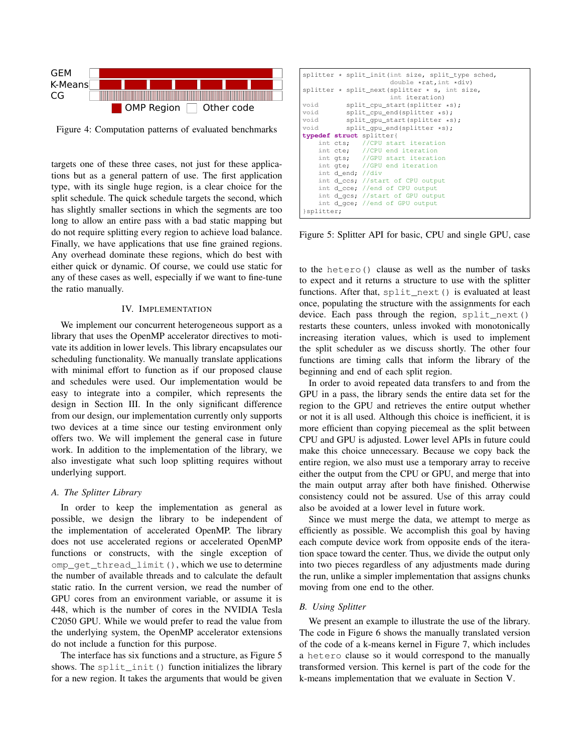Figure 4: Computation patterns of evaluated benchmarks

targets one of these three cases, not just for these applications but as a general pattern of use. The first application type, with its single huge region, is a clear choice for the split schedule. The quick schedule targets the second, which has slightly smaller sections in which the segments are too long to allow an entire pass with a bad static mapping but do not require splitting every region to achieve load balance. Finally, we have applications that use fine grained regions. Any overhead dominate these regions, which do best with either quick or dynamic. Of course, we could use static for any of these cases as well, especially if we want to fine-tune the ratio manually.

## IV. Implementation

We implement our concurrent heterogeneous support as a library that uses the OpenMP accelerator directives to motivate its addition in lower levels. This library encapsulates our scheduling functionality. We manually translate applications with minimal effort to function as if our proposed clause and schedules were used. Our implementation would be easy to integrate into a compiler, which represents the design in Section III. In the only significant difference from our design, our implementation currently only supports two devices at a time since our testing environment only offers two. We will implement the general case in future work. In addition to the implementation of the library, we also investigate what such loop splitting requires without underlying support.

### A. The Splitter Library

In order to keep the implementation as general as possible, we design the library to be independent of the implementation of accelerated OpenMP. The library does not use accelerated regions or accelerated OpenMP functions or constructs, with the single exception of `omp_get_thread_limit()`, which we use to determine the number of available threads and to calculate the default static ratio. In the current version, we read the number of GPU cores from an environment variable, or assume it is 448, which is the number of cores in the NVIDIA Tesla C2050 GPU. While we would prefer to read the value from the underlying system, the OpenMP accelerator extensions do not include a function for this purpose.

The interface has six functions and a structure, as Figure 5 shows. The `split_init()` function initializes the library for a new region. It takes the arguments that would be given

```
splitter * split_init(int size, split_type sched,
                      double *rat,int *div)
splitter * split_next(splitter * s, int size,
                      int iteration)
void       split_cpu_start(splitter *s);
void       split_cpu_end(splitter *s);
void       split_gpu_start(splitter *s);
void       split_gpu_end(splitter *s);
typedef struct splitter{
    int cts;    //CPU start iteration
    int cte;    //CPU end iteration
    int gts;    //GPU start iteration
    int gte;    //GPU end iteration
    int d_end; //div
    int d_ccs; //start of CPU output
    int d_cce; //end of CPU output
    int d_gcs; //start of GPU output
    int d_gce; //end of GPU output
}splitter;
```

Figure 5: Splitter API for basic, CPU and single GPU, case

to the `hetero()` clause as well as the number of tasks to expect and it returns a structure to use with the splitter functions. After that, `split_next()` is evaluated at least once, populating the structure with the assignments for each device. Each pass through the region, `split_next()` restarts these counters, unless invoked with monotonically increasing iteration values, which is used to implement the split scheduler as we discuss shortly. The other four functions are timing calls that inform the library of the beginning and end of each split region.

In order to avoid repeated data transfers to and from the GPU in a pass, the library sends the entire data set for the region to the GPU and retrieves the entire output whether or not it is all used. Although this choice is inefficient, it is more efficient than copying piecemeal as the split between CPU and GPU is adjusted. Lower level APIs in future could make this choice unnecessary. Because we copy back the entire region, we also must use a temporary array to receive either the output from the CPU or GPU, and merge that into the main output array after both have finished. Otherwise consistency could not be assured. Use of this array could also be avoided at a lower level in future work.

Since we must merge the data, we attempt to merge as efficiently as possible. We accomplish this goal by having each compute device work from opposite ends of the iteration space toward the center. Thus, we divide the output only into two pieces regardless of any adjustments made during the run, unlike a simpler implementation that assigns chunks moving from one end to the other.

### B. Using Splitter

We present an example to illustrate the use of the library. The code in Figure 6 shows the manually translated version of the code of a k-means kernel in Figure 7, which includes a `hetero` clause so it would correspond to the manually transformed version. This kernel is part of the code for the k-means implementation that we evaluate in Section V.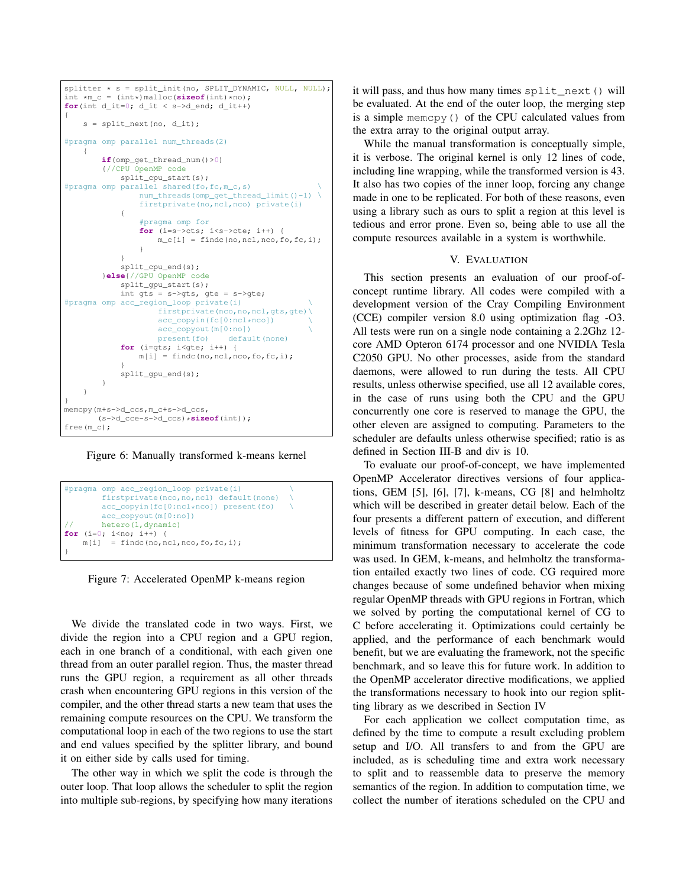```
splitter * s = split_init(no, SPLIT_DYNAMIC, NULL, NULL);
int *m_c = (int*)malloc(sizeof(int)*no);
for(int d_it=0; d_it < s->d_end; d_it++)
{
    s = split_next(no, d_it);

#pragma omp parallel num_threads(2)
    {
        if(omp_get_thread_num()>0)
        {//CPU OpenMP code
            split_cpu_start(s);
#pragma omp parallel shared(fo,fc,m_c,s)              \
                num_threads(omp_get_thread_limit()-1) \
                firstprivate(no,ncl,nco) private(i)
            {
                #pragma omp for
                for (i=s->cts; i<s->cte; i++) {
                    m_c[i] = findc(no,ncl,nco,fo,fc,i);
                }
            }
            split_cpu_end(s);
        }else{//GPU OpenMP code
            split_gpu_start(s);
            int gts = s->gts, gte = s->gte;
#pragma omp acc_region_loop private(i)                \
                    firstprivate(nco,no,ncl,gts,gte)\
                    acc_copyin(fc[0:ncl*nco])        \
                    acc_copyout(m[0:no])             \
                    present(fo)    default(none)
            for (i=gts; i<gte; i++) {
                m[i] = findc(no,ncl,nco,fo,fc,i);
            }
            split_gpu_end(s);
        }
    }
}
memcpy(m+s->d_ccs,m_c+s->d_ccs,
       (s->d_cce-s->d_ccs)*sizeof(int));
free(m_c);
```

Figure 6: Manually transformed k-means kernel

```
#pragma omp acc_region_loop private(i)           \
        firstprivate(nco,no,ncl) default(none)   \
        acc_copyin(fc[0:ncl*nco]) present(fo)    \
        acc_copyout(m[0:no])
//      hetero(1,dynamic)
for (i=0; i<no; i++) {
    m[i]  = findc(no,ncl,nco,fo,fc,i);
}
```

Figure 7: Accelerated OpenMP k-means region

We divide the translated code in two ways. First, we divide the region into a CPU region and a GPU region, each in one branch of a conditional, with each given one thread from an outer parallel region. Thus, the master thread runs the GPU region, a requirement as all other threads crash when encountering GPU regions in this version of the compiler, and the other thread starts a new team that uses the remaining compute resources on the CPU. We transform the computational loop in each of the two regions to use the start and end values specified by the splitter library, and bound it on either side by calls used for timing.

The other way in which we split the code is through the outer loop. That loop allows the scheduler to split the region into multiple sub-regions, by specifying how many iterations it will pass, and thus how many times `split_next()` will be evaluated. At the end of the outer loop, the merging step is a simple `memcpy()` of the CPU calculated values from the extra array to the original output array.

While the manual transformation is conceptually simple, it is verbose. The original kernel is only 12 lines of code, including line wrapping, while the transformed version is 43. It also has two copies of the inner loop, forcing any change made in one to be replicated. For both of these reasons, even using a library such as ours to split a region at this level is tedious and error prone. Even so, being able to use all the compute resources available in a system is worthwhile.

## V. Evaluation

This section presents an evaluation of our proof-of-concept runtime library. All codes were compiled with a development version of the Cray Compiling Environment (CCE) compiler version 8.0 using optimization flag -O3. All tests were run on a single node containing a 2.2Ghz 12-core AMD Opteron 6174 processor and one NVIDIA Tesla C2050 GPU. No other processes, aside from the standard daemons, were allowed to run during the tests. All CPU results, unless otherwise specified, use all 12 available cores, in the case of runs using both the CPU and the GPU concurrently one core is reserved to manage the GPU, the other eleven are assigned to computing. Parameters to the scheduler are defaults unless otherwise specified; ratio is as defined in Section III-B and div is 10.

To evaluate our proof-of-concept, we have implemented OpenMP Accelerator directives versions of four applications, GEM [5], [6], [7], k-means, CG [8] and helmholtz which will be described in greater detail below. Each of the four presents a different pattern of execution, and different levels of fitness for GPU computing. In each case, the minimum transformation necessary to accelerate the code was used. In GEM, k-means, and helmholtz the transformation entailed exactly two lines of code. CG required more changes because of some undefined behavior when mixing regular OpenMP threads with GPU regions in Fortran, which we solved by porting the computational kernel of CG to C before accelerating it. Optimizations could certainly be applied, and the performance of each benchmark would benefit, but we are evaluating the framework, not the specific benchmark, and so leave this for future work. In addition to the OpenMP accelerator directive modifications, we applied the transformations necessary to hook into our region splitting library as we described in Section IV

For each application we collect computation time, as defined by the time to compute a result excluding problem setup and I/O. All transfers to and from the GPU are included, as is scheduling time and extra work necessary to split and to reassemble data to preserve the memory semantics of the region. In addition to computation time, we collect the number of iterations scheduled on the CPU and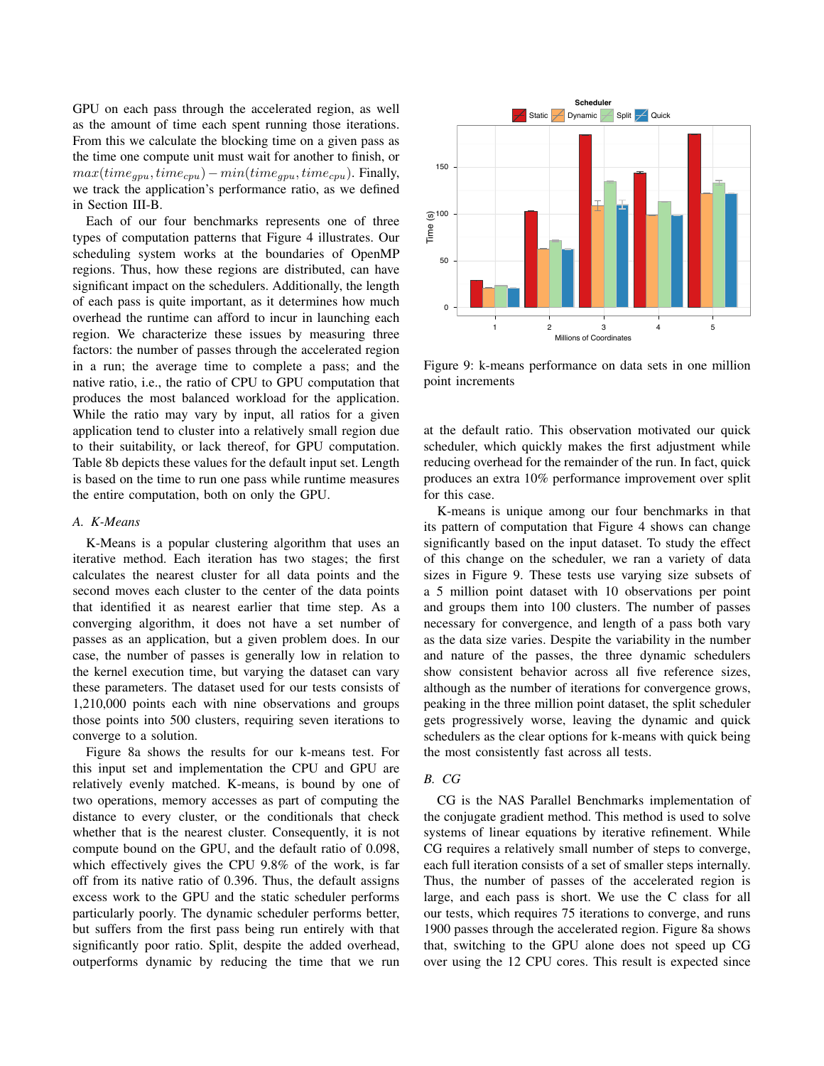GPU on each pass through the accelerated region, as well as the amount of time each spent running those iterations. From this we calculate the blocking time on a given pass as the time one compute unit must wait for another to finish, or $max(time_{gpu}, time_{cpu}) - min(time_{gpu}, time_{cpu})$. Finally, we track the application's performance ratio, as we defined in Section III-B.

Each of our four benchmarks represents one of three types of computation patterns that Figure 4 illustrates. Our scheduling system works at the boundaries of OpenMP regions. Thus, how these regions are distributed, can have significant impact on the schedulers. Additionally, the length of each pass is quite important, as it determines how much overhead the runtime can afford to incur in launching each region. We characterize these issues by measuring three factors: the number of passes through the accelerated region in a run; the average time to complete a pass; and the native ratio, i.e., the ratio of CPU to GPU computation that produces the most balanced workload for the application. While the ratio may vary by input, all ratios for a given application tend to cluster into a relatively small region due to their suitability, or lack thereof, for GPU computation. Table 8b depicts these values for the default input set. Length is based on the time to run one pass while runtime measures the entire computation, both on only the GPU.

### A. K-Means

K-Means is a popular clustering algorithm that uses an iterative method. Each iteration has two stages; the first calculates the nearest cluster for all data points and the second moves each cluster to the center of the data points that identified it as nearest earlier that time step. As a converging algorithm, it does not have a set number of passes as an application, but a given problem does. In our case, the number of passes is generally low in relation to the kernel execution time, but varying the dataset can vary these parameters. The dataset used for our tests consists of 1,210,000 points each with nine observations and groups those points into 500 clusters, requiring seven iterations to converge to a solution.

Figure 8a shows the results for our k-means test. For this input set and implementation the CPU and GPU are relatively evenly matched. K-means, is bound by one of two operations, memory accesses as part of computing the distance to every cluster, or the conditionals that check whether that is the nearest cluster. Consequently, it is not compute bound on the GPU, and the default ratio of 0.098, which effectively gives the CPU 9.8% of the work, is far off from its native ratio of 0.396. Thus, the default assigns excess work to the GPU and the static scheduler performs particularly poorly. The dynamic scheduler performs better, but suffers from the first pass being run entirely with that significantly poor ratio. Split, despite the added overhead, outperforms dynamic by reducing the time that we run at the default ratio. This observation motivated our quick scheduler, which quickly makes the first adjustment while reducing overhead for the remainder of the run. In fact, quick produces an extra 10% performance improvement over split for this case.

Scheduler
Static Dynamic Split Quick
Time (s)
0
50
100
150
1 2 3 4 5
Millions of Coordinates

Figure 9: k-means performance on data sets in one million point increments

K-means is unique among our four benchmarks in that its pattern of computation that Figure 4 shows can change significantly based on the input dataset. To study the effect of this change on the scheduler, we ran a variety of data sizes in Figure 9. These tests use varying size subsets of a 5 million point dataset with 10 observations per point and groups them into 100 clusters. The number of passes necessary for convergence, and length of a pass both vary as the data size varies. Despite the variability in the number and nature of the passes, the three dynamic schedulers show consistent behavior across all five reference sizes, although as the number of iterations for convergence grows, peaking in the three million point dataset, the split scheduler gets progressively worse, leaving the dynamic and quick schedulers as the clear options for k-means with quick being the most consistently fast across all tests.

### B. CG

CG is the NAS Parallel Benchmarks implementation of the conjugate gradient method. This method is used to solve systems of linear equations by iterative refinement. While CG requires a relatively small number of steps to converge, each full iteration consists of a set of smaller steps internally. Thus, the number of passes of the accelerated region is large, and each pass is short. We use the C class for all our tests, which requires 75 iterations to converge, and runs 1900 passes through the accelerated region. Figure 8a shows that, switching to the GPU alone does not speed up CG over using the 12 CPU cores. This result is expected since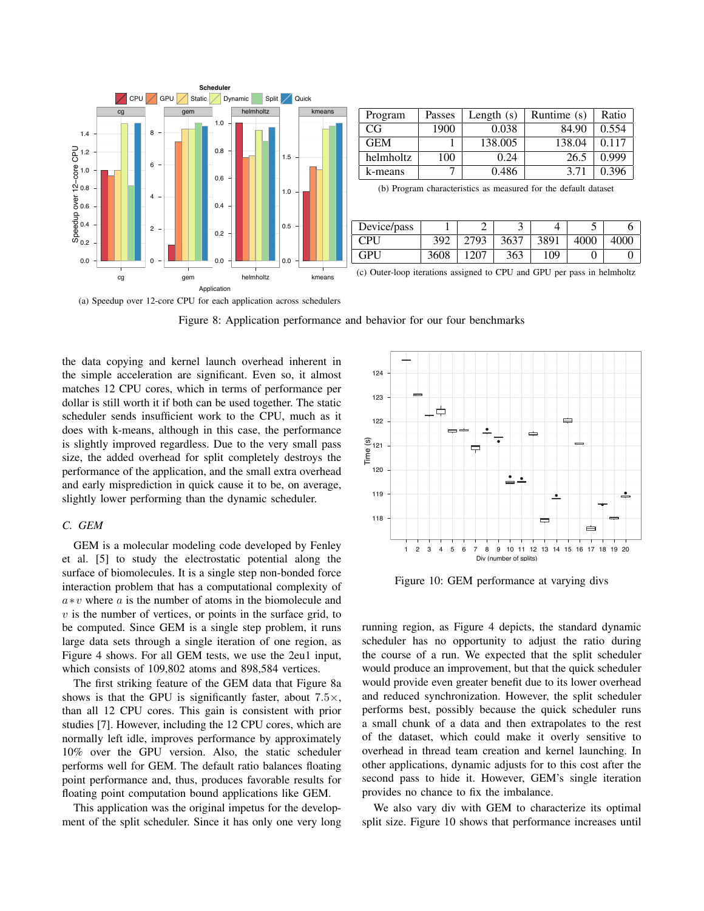(a) Speedup over 12-core CPU for each application across schedulers

| Program | Passes | Length (s) | Runtime (s) | Ratio |
|---|---|---|---|---|
| CG | 1900 | 0.038 | 84.90 | 0.554 |
| GEM | 1 | 138.005 | 138.04 | 0.117 |
| helmholtz | 100 | 0.24 | 26.5 | 0.999 |
| k-means | 7 | 0.486 | 3.71 | 0.396 |

(b) Program characteristics as measured for the default dataset

| Device/pass | 1 | 2 | 3 | 4 | 5 | 6 |
|---|---|---|---|---|---|---|
| CPU | 392 | 2793 | 3637 | 3891 | 4000 | 4000 |
| GPU | 3608 | 1207 | 363 | 109 | 0 | 0 |

(c) Outer-loop iterations assigned to CPU and GPU per pass in helmholtz

Figure 8: Application performance and behavior for our four benchmarks

the data copying and kernel launch overhead inherent in the simple acceleration are significant. Even so, it almost matches 12 CPU cores, which in terms of performance per dollar is still worth it if both can be used together. The static scheduler sends insufficient work to the CPU, much as it does with k-means, although in this case, the performance is slightly improved regardless. Due to the very small pass size, the added overhead for split completely destroys the performance of the application, and the small extra overhead and early misprediction in quick cause it to be, on average, slightly lower performing than the dynamic scheduler.

### C. GEM

GEM is a molecular modeling code developed by Fenley et al. [5] to study the electrostatic potential along the surface of biomolecules. It is a single step non-bonded force interaction problem that has a computational complexity of $a*v$ where $a$ is the number of atoms in the biomolecule and $v$ is the number of vertices, or points in the surface grid, to be computed. Since GEM is a single step problem, it runs large data sets through a single iteration of one region, as Figure 4 shows. For all GEM tests, we use the 2eu1 input, which consists of 109,802 atoms and 898,584 vertices.

The first striking feature of the GEM data that Figure 8a shows is that the GPU is significantly faster, about $7.5\times$, than all 12 CPU cores. This gain is consistent with prior studies [7]. However, including the 12 CPU cores, which are normally left idle, improves performance by approximately 10% over the GPU version. Also, the static scheduler performs well for GEM. The default ratio balances floating point performance and, thus, produces favorable results for floating point computation bound applications like GEM.

This application was the original impetus for the development of the split scheduler. Since it has only one very long running region, as Figure 4 depicts, the standard dynamic scheduler has no opportunity to adjust the ratio during the course of a run. We expected that the split scheduler would produce an improvement, but that the quick scheduler would provide even greater benefit due to its lower overhead and reduced synchronization. However, the split scheduler performs best, possibly because the quick scheduler runs a small chunk of a data and then extrapolates to the rest of the dataset, which could make it overly sensitive to overhead in thread team creation and kernel launching. In other applications, dynamic adjusts for to this cost after the second pass to hide it. However, GEM's single iteration provides no chance to fix the imbalance.

Figure 10: GEM performance at varying divs

We also vary div with GEM to characterize its optimal split size. Figure 10 shows that performance increases until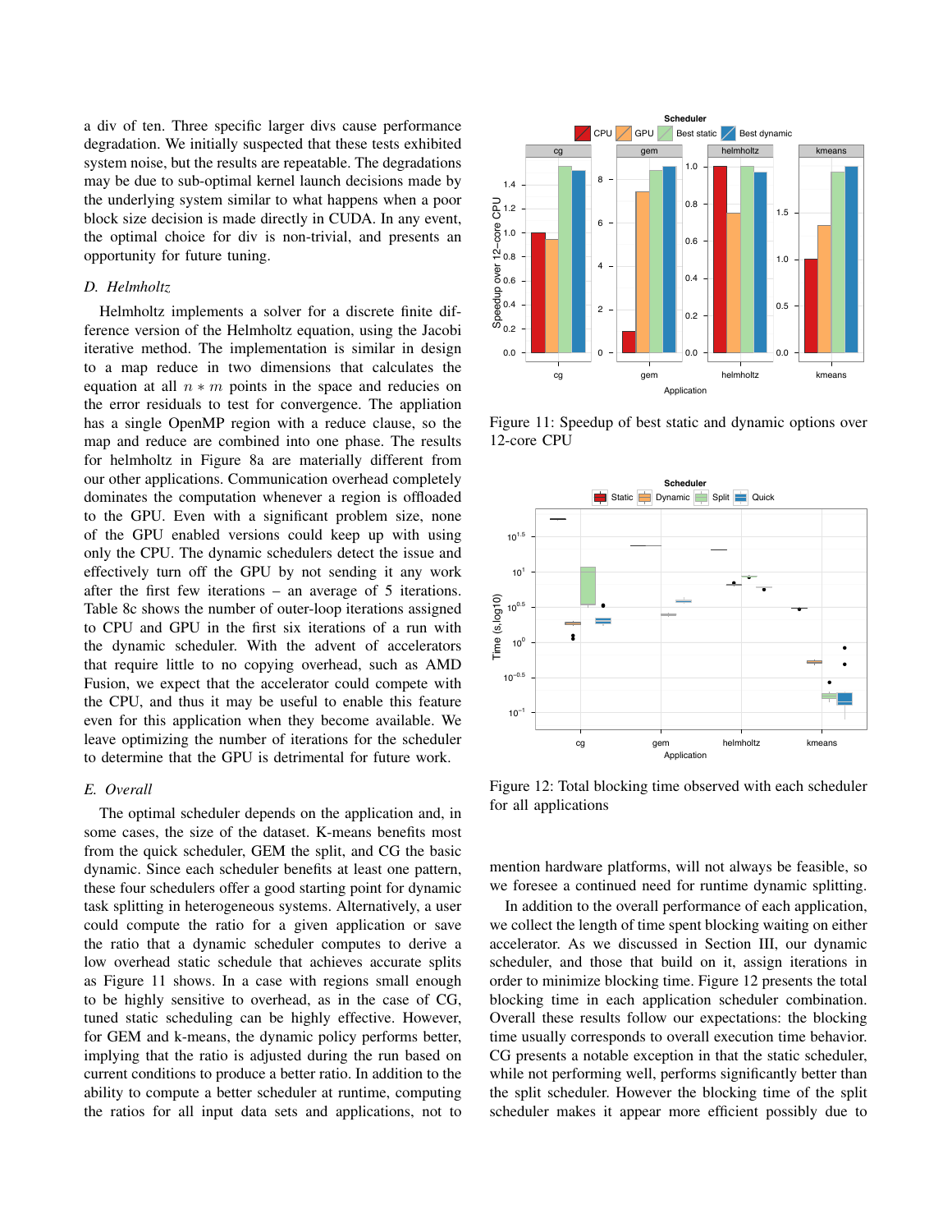a div of ten. Three specific larger divs cause performance degradation. We initially suspected that these tests exhibited system noise, but the results are repeatable. The degradations may be due to sub-optimal kernel launch decisions made by the underlying system similar to what happens when a poor block size decision is made directly in CUDA. In any event, the optimal choice for div is non-trivial, and presents an opportunity for future tuning.

### D. Helmholtz

Helmholtz implements a solver for a discrete finite difference version of the Helmholtz equation, using the Jacobi iterative method. The implementation is similar in design to a map reduce in two dimensions that calculates the equation at all $n * m$ points in the space and reduces on the error residuals to test for convergence. The appliation has a single OpenMP region with a reduce clause, so the map and reduce are combined into one phase. The results for helmholtz in Figure 8a are materially different from our other applications. Communication overhead completely dominates the computation whenever a region is offloaded to the GPU. Even with a significant problem size, none of the GPU enabled versions could keep up with using only the CPU. The dynamic schedulers detect the issue and effectively turn off the GPU by not sending it any work after the first few iterations – an average of 5 iterations. Table 8c shows the number of outer-loop iterations assigned to CPU and GPU in the first six iterations of a run with the dynamic scheduler. With the advent of accelerators that require little to no copying overhead, such as AMD Fusion, we expect that the accelerator could compete with the CPU, and thus it may be useful to enable this feature even for this application when they become available. We leave optimizing the number of iterations for the scheduler to determine that the GPU is detrimental for future work.

### E. Overall

The optimal scheduler depends on the application and, in some cases, the size of the dataset. K-means benefits most from the quick scheduler, GEM the split, and CG the basic dynamic. Since each scheduler benefits at least one pattern, these four schedulers offer a good starting point for dynamic task splitting in heterogeneous systems. Alternatively, a user could compute the ratio for a given application or save the ratio that a dynamic scheduler computes to derive a low overhead static schedule that achieves accurate splits as Figure 11 shows. In a case with regions small enough to be highly sensitive to overhead, as in the case of CG, tuned static scheduling can be highly effective. However, for GEM and k-means, the dynamic policy performs better, implying that the ratio is adjusted during the run based on current conditions to produce a better ratio. In addition to the ability to compute a better scheduler at runtime, computing the ratios for all input data sets and applications, not to mention hardware platforms, will not always be feasible, so we foresee a continued need for runtime dynamic splitting.

Scheduler: CPU, GPU, Best static, Best dynamic

Speedup over 12−core CPU

cg, gem, helmholtz, kmeans

Application

Figure 11: Speedup of best static and dynamic options over 12-core CPU

Scheduler: Static, Dynamic, Split, Quick

Time (s,log10)

cg, gem, helmholtz, kmeans

Application

Figure 12: Total blocking time observed with each scheduler for all applications

In addition to the overall performance of each application, we collect the length of time spent blocking waiting on either accelerator. As we discussed in Section III, our dynamic scheduler, and those that build on it, assign iterations in order to minimize blocking time. Figure 12 presents the total blocking time in each application scheduler combination. Overall these results follow our expectations: the blocking time usually corresponds to overall execution time behavior. CG presents a notable exception in that the static scheduler, while not performing well, performs significantly better than the split scheduler. However the blocking time of the split scheduler makes it appear more efficient possibly due to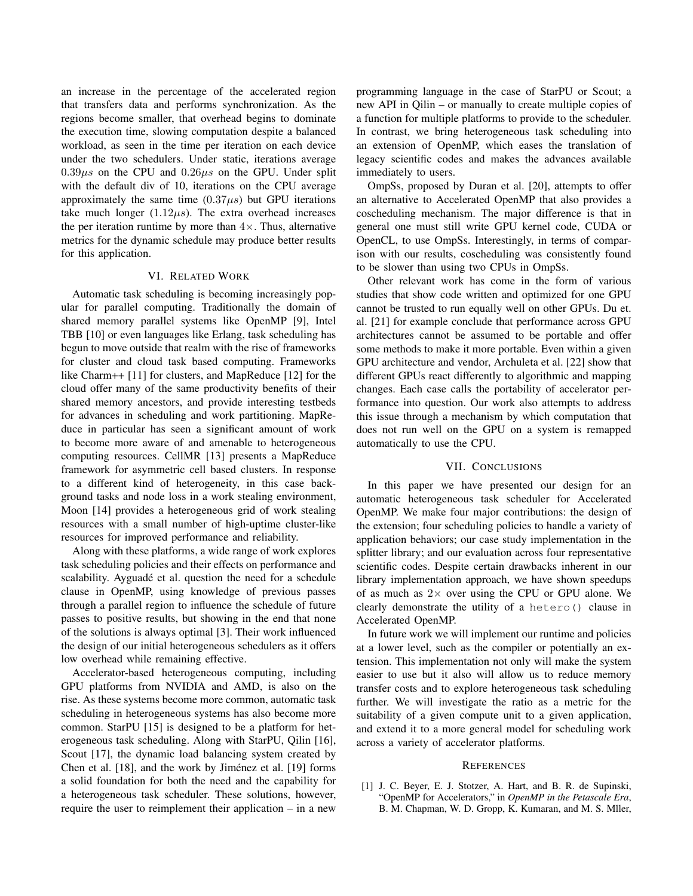an increase in the percentage of the accelerated region that transfers data and performs synchronization. As the regions become smaller, that overhead begins to dominate the execution time, slowing computation despite a balanced workload, as seen in the time per iteration on each device under the two schedulers. Under static, iterations average $0.39\mu s$ on the CPU and $0.26\mu s$ on the GPU. Under split with the default div of 10, iterations on the CPU average approximately the same time ($0.37\mu s$) but GPU iterations take much longer ($1.12\mu s$). The extra overhead increases the per iteration runtime by more than $4\times$. Thus, alternative metrics for the dynamic schedule may produce better results for this application.

## VI. Related Work

Automatic task scheduling is becoming increasingly popular for parallel computing. Traditionally the domain of shared memory parallel systems like OpenMP [9], Intel TBB [10] or even languages like Erlang, task scheduling has begun to move outside that realm with the rise of frameworks for cluster and cloud task based computing. Frameworks like Charm++ [11] for clusters, and MapReduce [12] for the cloud offer many of the same productivity benefits of their shared memory ancestors, and provide interesting testbeds for advances in scheduling and work partitioning. MapReduce in particular has seen a significant amount of work to become more aware of and amenable to heterogeneous computing resources. CellMR [13] presents a MapReduce framework for asymmetric cell based clusters. In response to a different kind of heterogeneity, in this case background tasks and node loss in a work stealing environment, Moon [14] provides a heterogeneous grid of work stealing resources with a small number of high-uptime cluster-like resources for improved performance and reliability.

Along with these platforms, a wide range of work explores task scheduling policies and their effects on performance and scalability. Ayguadé et al. question the need for a schedule clause in OpenMP, using knowledge of previous passes through a parallel region to influence the schedule of future passes to positive results, but showing in the end that none of the solutions is always optimal [3]. Their work influenced the design of our initial heterogeneous schedulers as it offers low overhead while remaining effective.

Accelerator-based heterogeneous computing, including GPU platforms from NVIDIA and AMD, is also on the rise. As these systems become more common, automatic task scheduling in heterogeneous systems has also become more common. StarPU [15] is designed to be a platform for heterogeneous task scheduling. Along with StarPU, Qilin [16], Scout [17], the dynamic load balancing system created by Chen et al. [18], and the work by Jiménez et al. [19] forms a solid foundation for both the need and the capability for a heterogeneous task scheduler. These solutions, however, require the user to reimplement their application – in a new programming language in the case of StarPU or Scout; a new API in Qilin – or manually to create multiple copies of a function for multiple platforms to provide to the scheduler. In contrast, we bring heterogeneous task scheduling into an extension of OpenMP, which eases the translation of legacy scientific codes and makes the advances available immediately to users.

OmpSs, proposed by Duran et al. [20], attempts to offer an alternative to Accelerated OpenMP that also provides a coscheduling mechanism. The major difference is that in general one must still write GPU kernel code, CUDA or OpenCL, to use OmpSs. Interestingly, in terms of comparison with our results, coscheduling was consistently found to be slower than using two CPUs in OmpSs.

Other relevant work has come in the form of various studies that show code written and optimized for one GPU cannot be trusted to run equally well on other GPUs. Du et. al. [21] for example conclude that performance across GPU architectures cannot be assumed to be portable and offer some methods to make it more portable. Even within a given GPU architecture and vendor, Archuleta et al. [22] show that different GPUs react differently to algorithmic and mapping changes. Each case calls the portability of accelerator performance into question. Our work also attempts to address this issue through a mechanism by which computation that does not run well on the GPU on a system is remapped automatically to use the CPU.

## VII. Conclusions

In this paper we have presented our design for an automatic heterogeneous task scheduler for Accelerated OpenMP. We make four major contributions: the design of the extension; four scheduling policies to handle a variety of application behaviors; our case study implementation in the splitter library; and our evaluation across four representative scientific codes. Despite certain drawbacks inherent in our library implementation approach, we have shown speedups of as much as $2\times$ over using the CPU or GPU alone. We clearly demonstrate the utility of a `hetero()` clause in Accelerated OpenMP.

In future work we will implement our runtime and policies at a lower level, such as the compiler or potentially an extension. This implementation not only will make the system easier to use but it also will allow us to reduce memory transfer costs and to explore heterogeneous task scheduling further. We will investigate the ratio as a metric for the suitability of a given compute unit to a given application, and extend it to a more general model for scheduling work across a variety of accelerator platforms.

## References

[1] J. C. Beyer, E. J. Stotzer, A. Hart, and B. R. de Supinski, "OpenMP for Accelerators," in *OpenMP in the Petascale Era*, B. M. Chapman, W. D. Gropp, K. Kumaran, and M. S. Mller,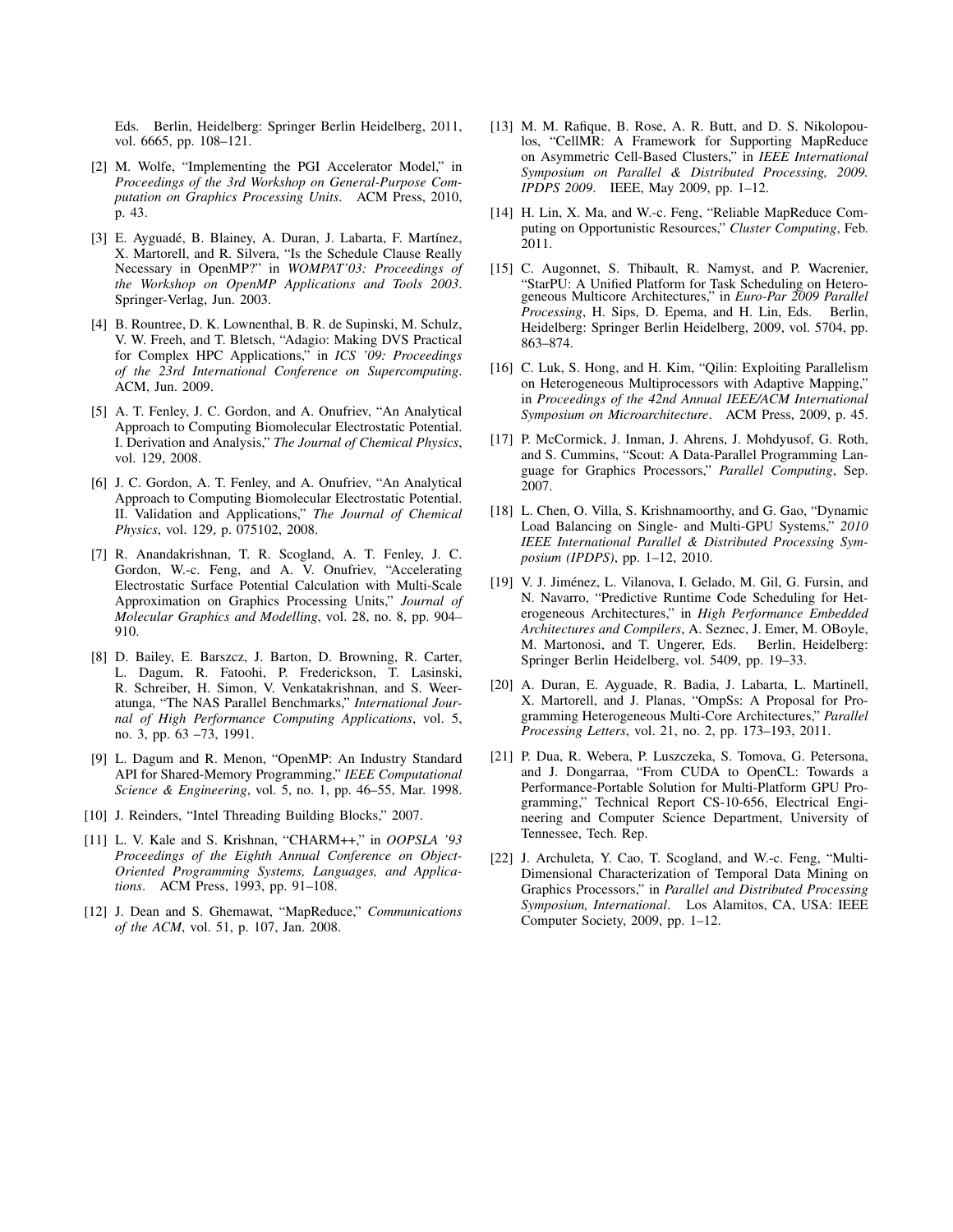Eds. Berlin, Heidelberg: Springer Berlin Heidelberg, 2011, vol. 6665, pp. 108–121.

[2] M. Wolfe, "Implementing the PGI Accelerator Model," in *Proceedings of the 3rd Workshop on General-Purpose Computation on Graphics Processing Units*. ACM Press, 2010, p. 43.

[3] E. Ayguadé, B. Blainey, A. Duran, J. Labarta, F. Martínez, X. Martorell, and R. Silvera, "Is the Schedule Clause Really Necessary in OpenMP?" in *WOMPAT'03: Proceedings of the Workshop on OpenMP Applications and Tools 2003*. Springer-Verlag, Jun. 2003.

[4] B. Rountree, D. K. Lownenthal, B. R. de Supinski, M. Schulz, V. W. Freeh, and T. Bletsch, "Adagio: Making DVS Practical for Complex HPC Applications," in *ICS '09: Proceedings of the 23rd International Conference on Supercomputing*. ACM, Jun. 2009.

[5] A. T. Fenley, J. C. Gordon, and A. Onufriev, "An Analytical Approach to Computing Biomolecular Electrostatic Potential. I. Derivation and Analysis," *The Journal of Chemical Physics*, vol. 129, 2008.

[6] J. C. Gordon, A. T. Fenley, and A. Onufriev, "An Analytical Approach to Computing Biomolecular Electrostatic Potential. II. Validation and Applications," *The Journal of Chemical Physics*, vol. 129, p. 075102, 2008.

[7] R. Anandakrishnan, T. R. Scogland, A. T. Fenley, J. C. Gordon, W.-c. Feng, and A. V. Onufriev, "Accelerating Electrostatic Surface Potential Calculation with Multi-Scale Approximation on Graphics Processing Units," *Journal of Molecular Graphics and Modelling*, vol. 28, no. 8, pp. 904–910.

[8] D. Bailey, E. Barszcz, J. Barton, D. Browning, R. Carter, L. Dagum, R. Fatoohi, P. Frederickson, T. Lasinski, R. Schreiber, H. Simon, V. Venkatakrishnan, and S. Weeratunga, "The NAS Parallel Benchmarks," *International Journal of High Performance Computing Applications*, vol. 5, no. 3, pp. 63 –73, 1991.

[9] L. Dagum and R. Menon, "OpenMP: An Industry Standard API for Shared-Memory Programming," *IEEE Computational Science & Engineering*, vol. 5, no. 1, pp. 46–55, Mar. 1998.

[10] J. Reinders, "Intel Threading Building Blocks," 2007.

[11] L. V. Kale and S. Krishnan, "CHARM++," in *OOPSLA '93 Proceedings of the Eighth Annual Conference on Object-Oriented Programming Systems, Languages, and Applications*. ACM Press, 1993, pp. 91–108.

[12] J. Dean and S. Ghemawat, "MapReduce," *Communications of the ACM*, vol. 51, p. 107, Jan. 2008.

[13] M. M. Rafique, B. Rose, A. R. Butt, and D. S. Nikolopoulos, "CellMR: A Framework for Supporting MapReduce on Asymmetric Cell-Based Clusters," in *IEEE International Symposium on Parallel & Distributed Processing, 2009. IPDPS 2009*. IEEE, May 2009, pp. 1–12.

[14] H. Lin, X. Ma, and W.-c. Feng, "Reliable MapReduce Computing on Opportunistic Resources," *Cluster Computing*, Feb. 2011.

[15] C. Augonnet, S. Thibault, R. Namyst, and P. Wacrenier, "StarPU: A Unified Platform for Task Scheduling on Heterogeneous Multicore Architectures," in *Euro-Par 2009 Parallel Processing*, H. Sips, D. Epema, and H. Lin, Eds. Berlin, Heidelberg: Springer Berlin Heidelberg, 2009, vol. 5704, pp. 863–874.

[16] C. Luk, S. Hong, and H. Kim, "Qilin: Exploiting Parallelism on Heterogeneous Multiprocessors with Adaptive Mapping," in *Proceedings of the 42nd Annual IEEE/ACM International Symposium on Microarchitecture*. ACM Press, 2009, p. 45.

[17] P. McCormick, J. Inman, J. Ahrens, J. Mohdyusof, G. Roth, and S. Cummins, "Scout: A Data-Parallel Programming Language for Graphics Processors," *Parallel Computing*, Sep. 2007.

[18] L. Chen, O. Villa, S. Krishnamoorthy, and G. Gao, "Dynamic Load Balancing on Single- and Multi-GPU Systems," *2010 IEEE International Parallel & Distributed Processing Symposium (IPDPS)*, pp. 1–12, 2010.

[19] V. J. Jiménez, L. Vilanova, I. Gelado, M. Gil, G. Fursin, and N. Navarro, "Predictive Runtime Code Scheduling for Heterogeneous Architectures," in *High Performance Embedded Architectures and Compilers*, A. Seznec, J. Emer, M. OBoyle, M. Martonosi, and T. Ungerer, Eds. Berlin, Heidelberg: Springer Berlin Heidelberg, vol. 5409, pp. 19–33.

[20] A. Duran, E. Ayguade, R. Badia, J. Labarta, L. Martinell, X. Martorell, and J. Planas, "OmpSs: A Proposal for Programming Heterogeneous Multi-Core Architectures," *Parallel Processing Letters*, vol. 21, no. 2, pp. 173–193, 2011.

[21] P. Dua, R. Webera, P. Luszczeka, S. Tomova, G. Petersona, and J. Dongarraa, "From CUDA to OpenCL: Towards a Performance-Portable Solution for Multi-Platform GPU Programming," Technical Report CS-10-656, Electrical Engineering and Computer Science Department, University of Tennessee, Tech. Rep.

[22] J. Archuleta, Y. Cao, T. Scogland, and W.-c. Feng, "Multi-Dimensional Characterization of Temporal Data Mining on Graphics Processors," in *Parallel and Distributed Processing Symposium, International*. Los Alamitos, CA, USA: IEEE Computer Society, 2009, pp. 1–12.